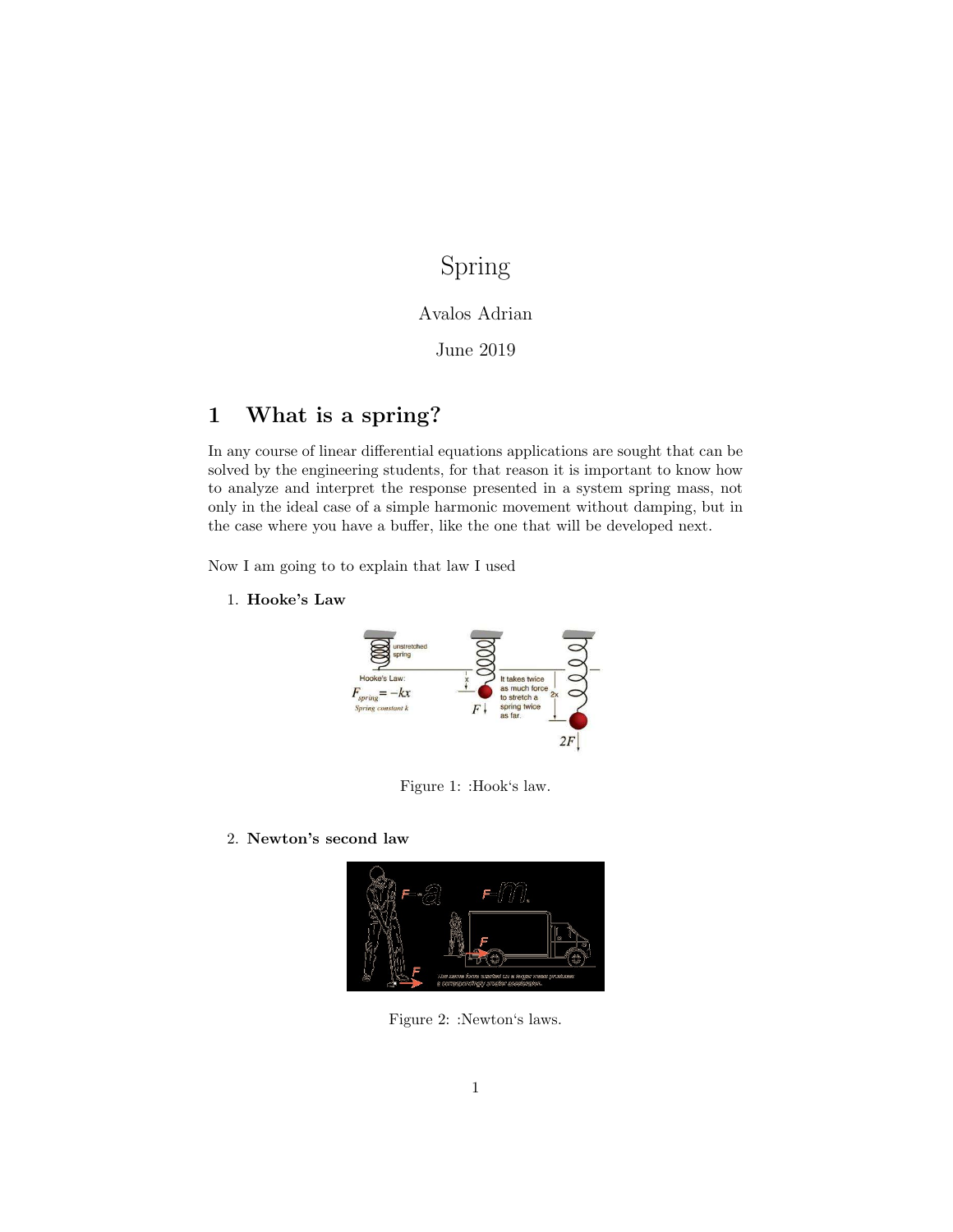# Spring

Avalos Adrian

June 2019

## 1 What is a spring?

In any course of linear differential equations applications are sought that can be solved by the engineering students, for that reason it is important to know how to analyze and interpret the response presented in a system spring mass, not only in the ideal case of a simple harmonic movement without damping, but in the case where you have a buffer, like the one that will be developed next.

Now I am going to to explain that law I used

1. **Hooke's Law**

Figure 1: :Hook's law.

2. **Newton's second law**

Figure 2: :Newton's laws.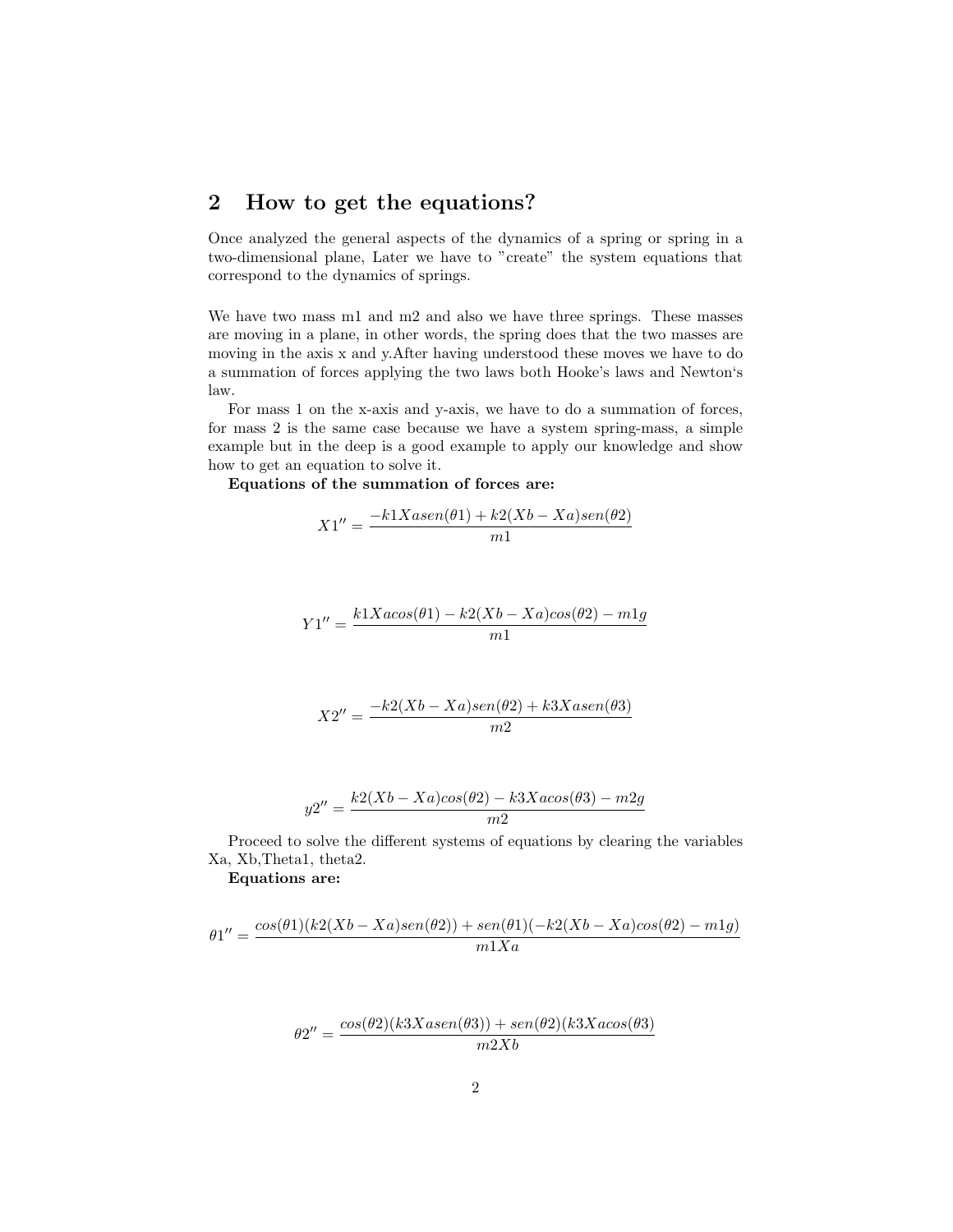## 2 How to get the equations?

Once analyzed the general aspects of the dynamics of a spring or spring in a two-dimensional plane, Later we have to "create" the system equations that correspond to the dynamics of springs.

We have two mass m1 and m2 and also we have three springs. These masses are moving in a plane, in other words, the spring does that the two masses are moving in the axis x and y.After having understood these moves we have to do a summation of forces applying the two laws both Hooke's laws and Newton's law.

For mass 1 on the x-axis and y-axis, we have to do a summation of forces, for mass 2 is the same case because we have a system spring-mass, a simple example but in the deep is a good example to apply our knowledge and show how to get an equation to solve it.

**Equations of the summation of forces are:**

$$X1'' = \frac{-k1Xasen(\theta1) + k2(Xb - Xa)sen(\theta2)}{m1}$$

$$Y1'' = \frac{k1Xacos(\theta1) - k2(Xb - Xa)cos(\theta2) - m1g}{m1}$$

$$X2'' = \frac{-k2(Xb - Xa)sen(\theta2) + k3Xasen(\theta3)}{m2}$$

$$y2'' = \frac{k2(Xb - Xa)cos(\theta2) - k3Xacos(\theta3) - m2g}{m2}$$

Proceed to solve the different systems of equations by clearing the variables Xa, Xb,Theta1, theta2.

**Equations are:**

$$\theta1'' = \frac{cos(\theta1)(k2(Xb - Xa)sen(\theta2)) + sen(\theta1)(-k2(Xb - Xa)cos(\theta2) - m1g)}{m1Xa}$$

$$\theta2'' = \frac{cos(\theta2)(k3Xasen(\theta3)) + sen(\theta2)(k3Xacos(\theta3)}{m2Xb}$$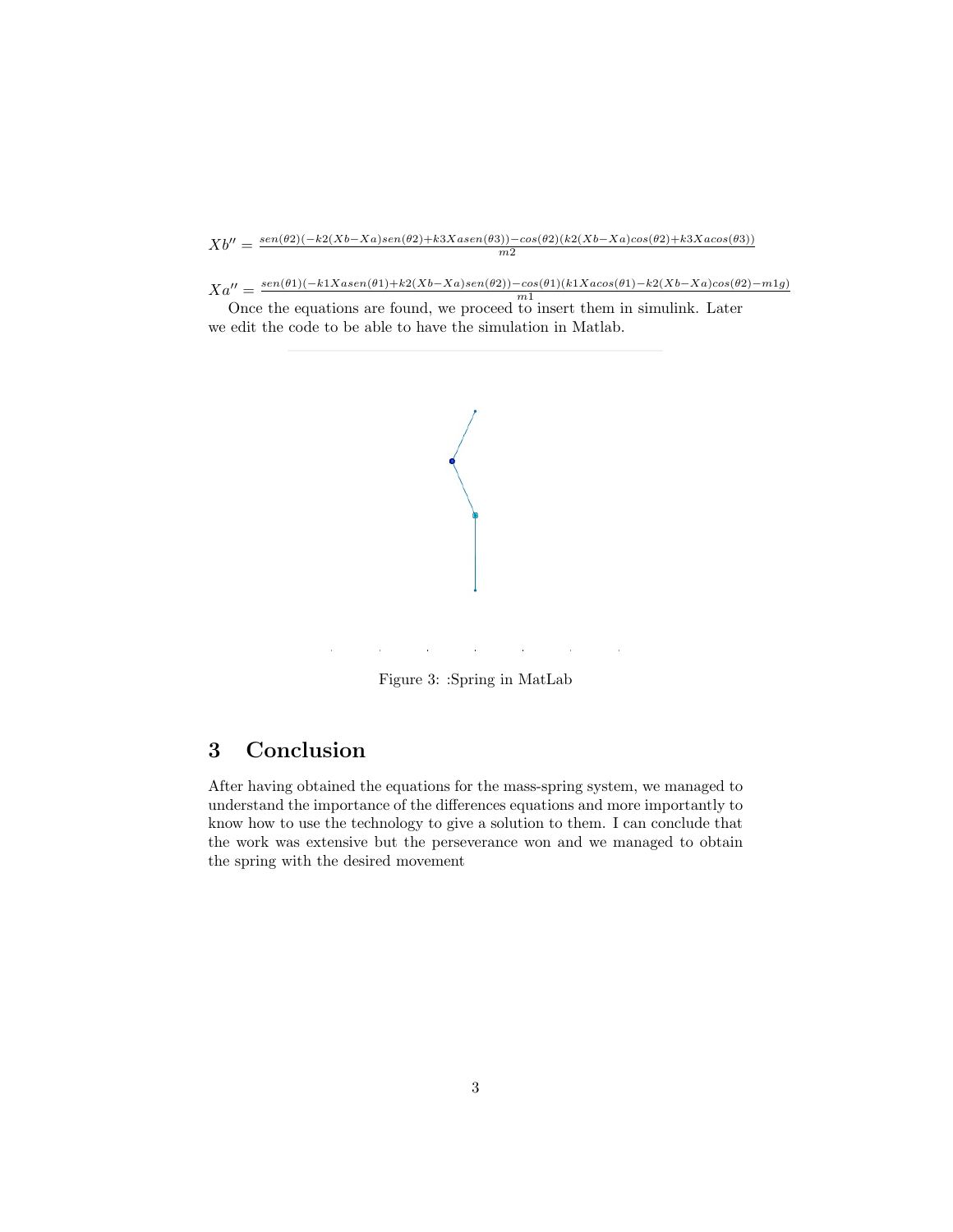$$Xb'' = \frac{sen(\theta 2)(-k2(Xb-Xa)sen(\theta 2)+k3Xasen(\theta 3))-cos(\theta 2)(k2(Xb-Xa)cos(\theta 2)+k3Xacos(\theta 3))}{m2}$$

$$Xa'' = \frac{sen(\theta 1)(-k1Xasen(\theta 1)+k2(Xb-Xa)sen(\theta 2))-cos(\theta 1)(k1Xacos(\theta 1)-k2(Xb-Xa)cos(\theta 2)-m1g)}{m1}$$

Once the equations are found, we proceed to insert them in simulink. Later we edit the code to be able to have the simulation in Matlab.

Figure 3: :Spring in MatLab

## 3 Conclusion

After having obtained the equations for the mass-spring system, we managed to understand the importance of the differences equations and more importantly to know how to use the technology to give a solution to them. I can conclude that the work was extensive but the perseverance won and we managed to obtain the spring with the desired movement